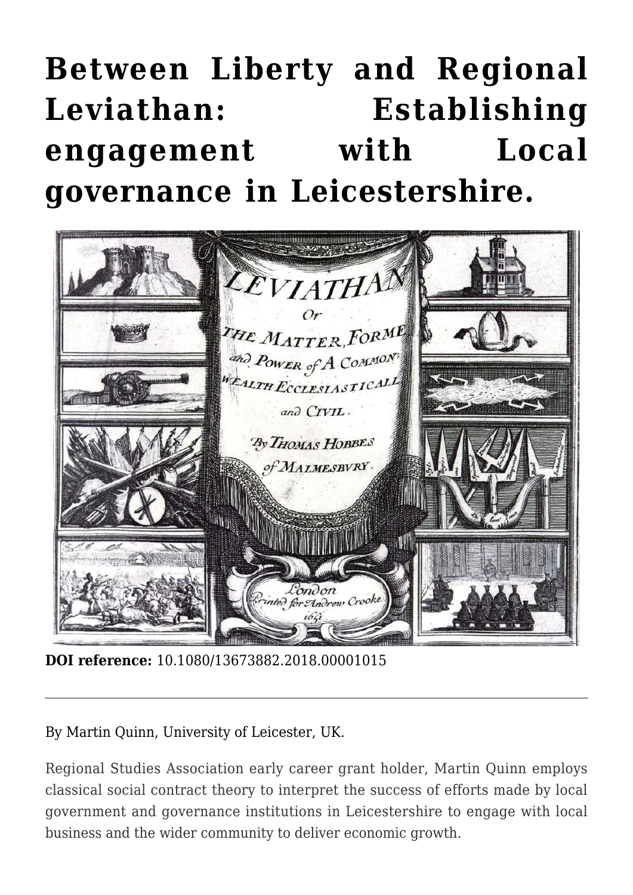# Between Liberty and Regional Leviathan: Establishing engagement with Local governance in Leicestershire.

**DOI reference:** 10.1080/13673882.2018.00001015

---

By Martin Quinn, University of Leicester, UK.

Regional Studies Association early career grant holder, Martin Quinn employs classical social contract theory to interpret the success of efforts made by local government and governance institutions in Leicestershire to engage with local business and the wider community to deliver economic growth.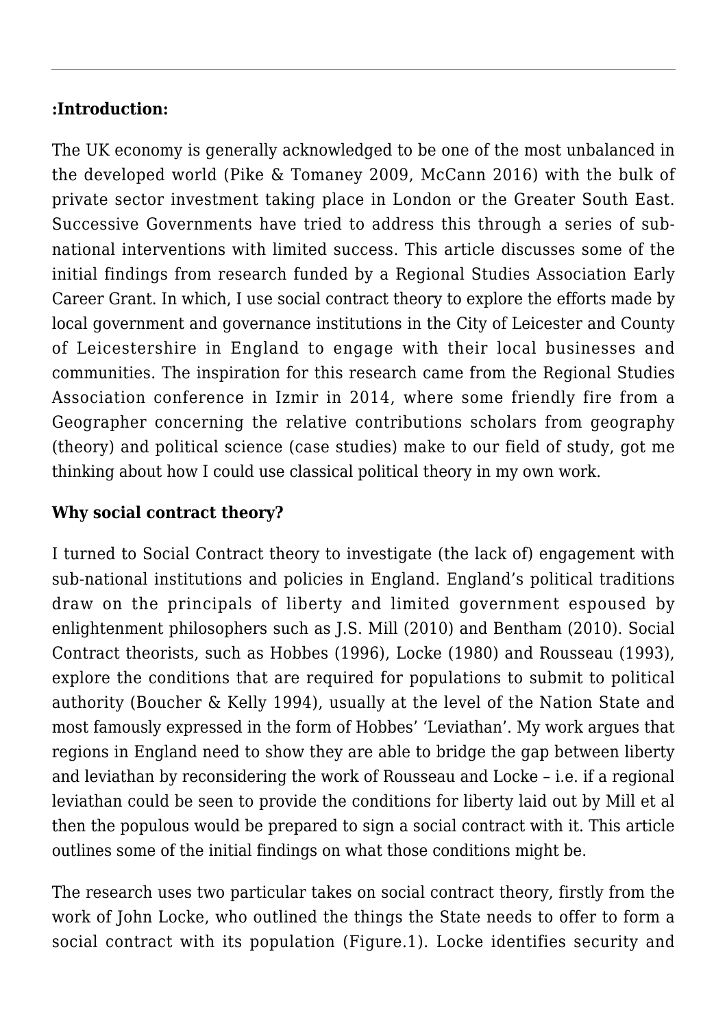**:Introduction:**

The UK economy is generally acknowledged to be one of the most unbalanced in the developed world (Pike & Tomaney 2009, McCann 2016) with the bulk of private sector investment taking place in London or the Greater South East. Successive Governments have tried to address this through a series of sub-national interventions with limited success. This article discusses some of the initial findings from research funded by a Regional Studies Association Early Career Grant. In which, I use social contract theory to explore the efforts made by local government and governance institutions in the City of Leicester and County of Leicestershire in England to engage with their local businesses and communities. The inspiration for this research came from the Regional Studies Association conference in Izmir in 2014, where some friendly fire from a Geographer concerning the relative contributions scholars from geography (theory) and political science (case studies) make to our field of study, got me thinking about how I could use classical political theory in my own work.

**Why social contract theory?**

I turned to Social Contract theory to investigate (the lack of) engagement with sub-national institutions and policies in England. England's political traditions draw on the principals of liberty and limited government espoused by enlightenment philosophers such as J.S. Mill (2010) and Bentham (2010). Social Contract theorists, such as Hobbes (1996), Locke (1980) and Rousseau (1993), explore the conditions that are required for populations to submit to political authority (Boucher & Kelly 1994), usually at the level of the Nation State and most famously expressed in the form of Hobbes' 'Leviathan'. My work argues that regions in England need to show they are able to bridge the gap between liberty and leviathan by reconsidering the work of Rousseau and Locke – i.e. if a regional leviathan could be seen to provide the conditions for liberty laid out by Mill et al then the populous would be prepared to sign a social contract with it. This article outlines some of the initial findings on what those conditions might be.

The research uses two particular takes on social contract theory, firstly from the work of John Locke, who outlined the things the State needs to offer to form a social contract with its population (Figure.1). Locke identifies security and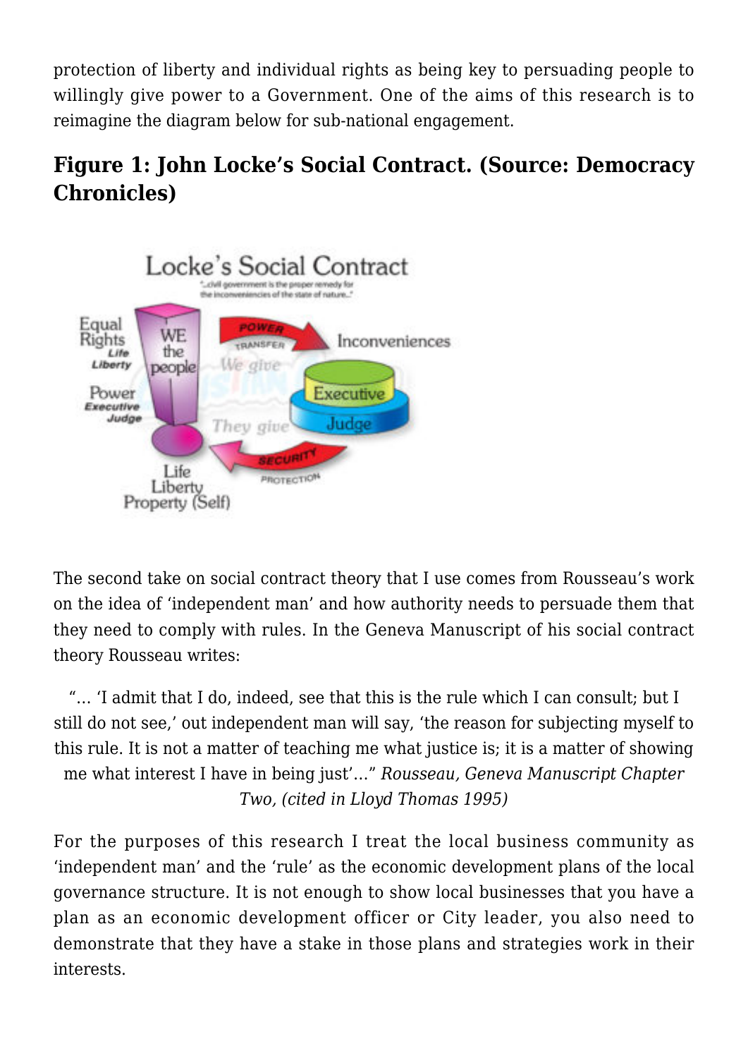protection of liberty and individual rights as being key to persuading people to willingly give power to a Government. One of the aims of this research is to reimagine the diagram below for sub-national engagement.

## Figure 1: John Locke's Social Contract. (Source: Democracy Chronicles)

The second take on social contract theory that I use comes from Rousseau's work on the idea of 'independent man' and how authority needs to persuade them that they need to comply with rules. In the Geneva Manuscript of his social contract theory Rousseau writes:

> "… 'I admit that I do, indeed, see that this is the rule which I can consult; but I still do not see,' out independent man will say, 'the reason for subjecting myself to this rule. It is not a matter of teaching me what justice is; it is a matter of showing me what interest I have in being just'…" *Rousseau, Geneva Manuscript Chapter Two, (cited in Lloyd Thomas 1995)*

For the purposes of this research I treat the local business community as 'independent man' and the 'rule' as the economic development plans of the local governance structure. It is not enough to show local businesses that you have a plan as an economic development officer or City leader, you also need to demonstrate that they have a stake in those plans and strategies work in their interests.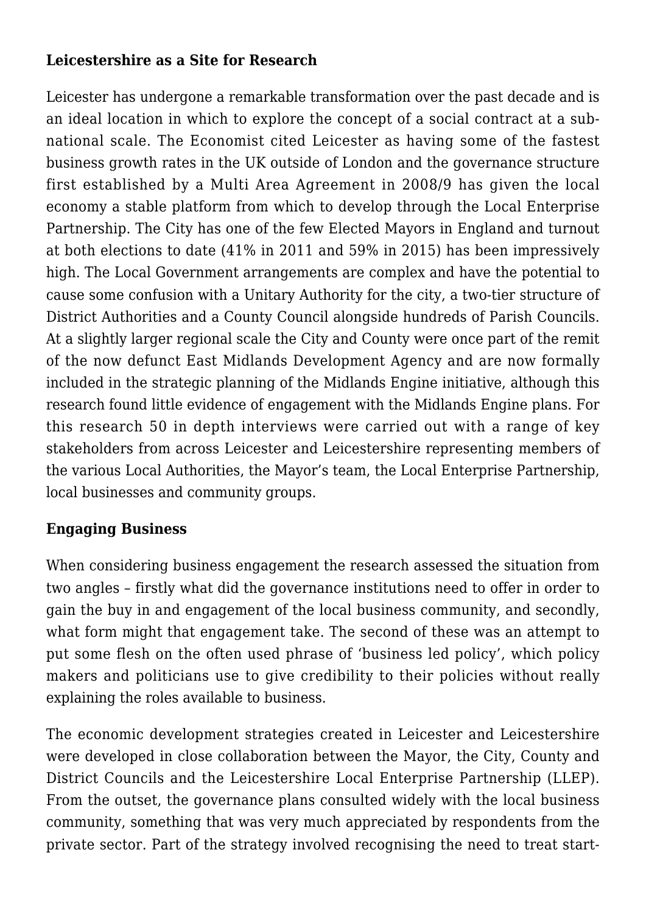**Leicestershire as a Site for Research**

Leicester has undergone a remarkable transformation over the past decade and is an ideal location in which to explore the concept of a social contract at a sub-national scale. The Economist cited Leicester as having some of the fastest business growth rates in the UK outside of London and the governance structure first established by a Multi Area Agreement in 2008/9 has given the local economy a stable platform from which to develop through the Local Enterprise Partnership. The City has one of the few Elected Mayors in England and turnout at both elections to date (41% in 2011 and 59% in 2015) has been impressively high. The Local Government arrangements are complex and have the potential to cause some confusion with a Unitary Authority for the city, a two-tier structure of District Authorities and a County Council alongside hundreds of Parish Councils. At a slightly larger regional scale the City and County were once part of the remit of the now defunct East Midlands Development Agency and are now formally included in the strategic planning of the Midlands Engine initiative, although this research found little evidence of engagement with the Midlands Engine plans. For this research 50 in depth interviews were carried out with a range of key stakeholders from across Leicester and Leicestershire representing members of the various Local Authorities, the Mayor's team, the Local Enterprise Partnership, local businesses and community groups.

**Engaging Business**

When considering business engagement the research assessed the situation from two angles – firstly what did the governance institutions need to offer in order to gain the buy in and engagement of the local business community, and secondly, what form might that engagement take. The second of these was an attempt to put some flesh on the often used phrase of 'business led policy', which policy makers and politicians use to give credibility to their policies without really explaining the roles available to business.

The economic development strategies created in Leicester and Leicestershire were developed in close collaboration between the Mayor, the City, County and District Councils and the Leicestershire Local Enterprise Partnership (LLEP). From the outset, the governance plans consulted widely with the local business community, something that was very much appreciated by respondents from the private sector. Part of the strategy involved recognising the need to treat start-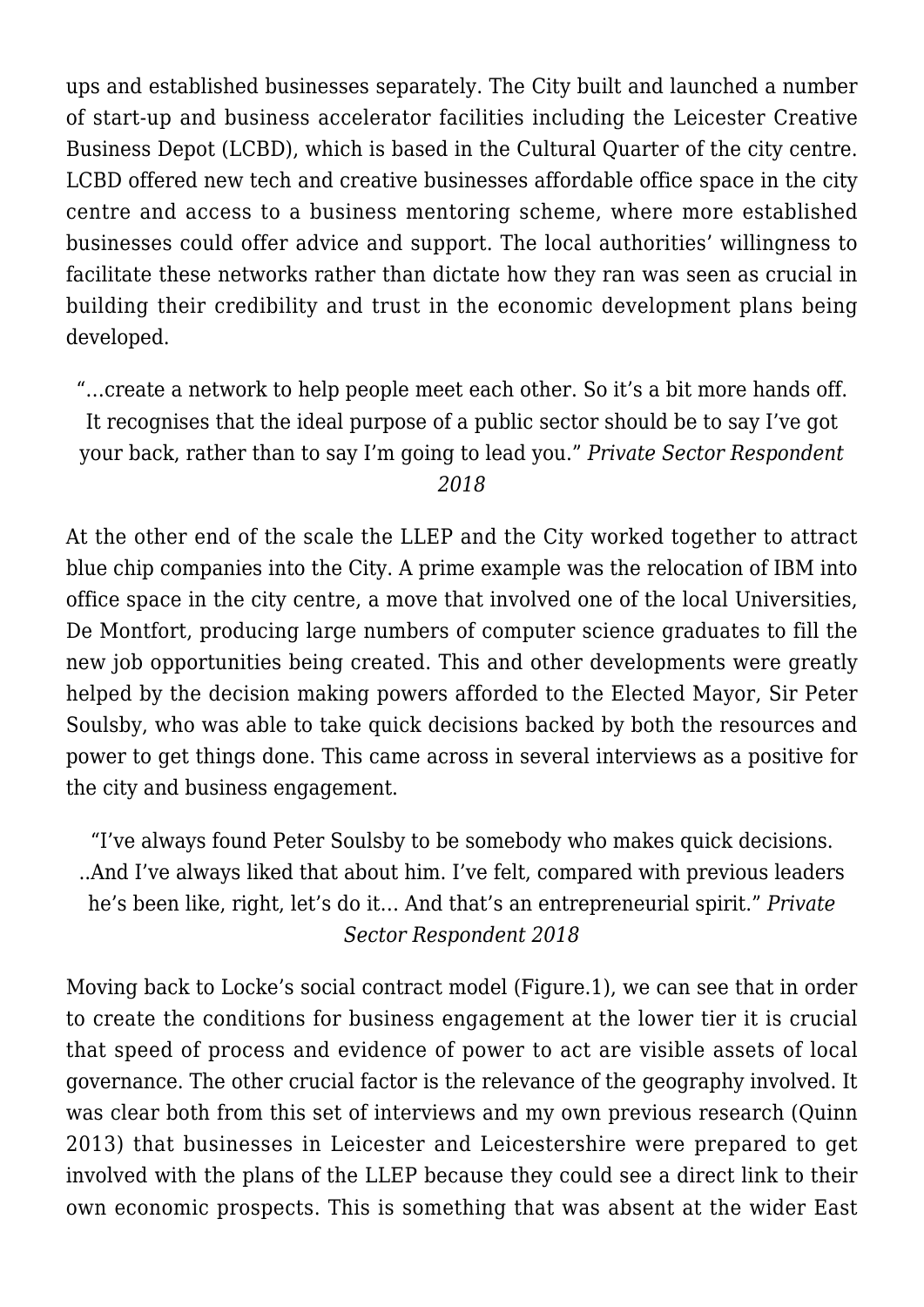ups and established businesses separately. The City built and launched a number of start-up and business accelerator facilities including the Leicester Creative Business Depot (LCBD), which is based in the Cultural Quarter of the city centre. LCBD offered new tech and creative businesses affordable office space in the city centre and access to a business mentoring scheme, where more established businesses could offer advice and support. The local authorities' willingness to facilitate these networks rather than dictate how they ran was seen as crucial in building their credibility and trust in the economic development plans being developed.

> "…create a network to help people meet each other. So it's a bit more hands off. It recognises that the ideal purpose of a public sector should be to say I've got your back, rather than to say I'm going to lead you." *Private Sector Respondent 2018*

At the other end of the scale the LLEP and the City worked together to attract blue chip companies into the City. A prime example was the relocation of IBM into office space in the city centre, a move that involved one of the local Universities, De Montfort, producing large numbers of computer science graduates to fill the new job opportunities being created. This and other developments were greatly helped by the decision making powers afforded to the Elected Mayor, Sir Peter Soulsby, who was able to take quick decisions backed by both the resources and power to get things done. This came across in several interviews as a positive for the city and business engagement.

> "I've always found Peter Soulsby to be somebody who makes quick decisions. ..And I've always liked that about him. I've felt, compared with previous leaders he's been like, right, let's do it… And that's an entrepreneurial spirit." *Private Sector Respondent 2018*

Moving back to Locke's social contract model (Figure.1), we can see that in order to create the conditions for business engagement at the lower tier it is crucial that speed of process and evidence of power to act are visible assets of local governance. The other crucial factor is the relevance of the geography involved. It was clear both from this set of interviews and my own previous research (Quinn 2013) that businesses in Leicester and Leicestershire were prepared to get involved with the plans of the LLEP because they could see a direct link to their own economic prospects. This is something that was absent at the wider East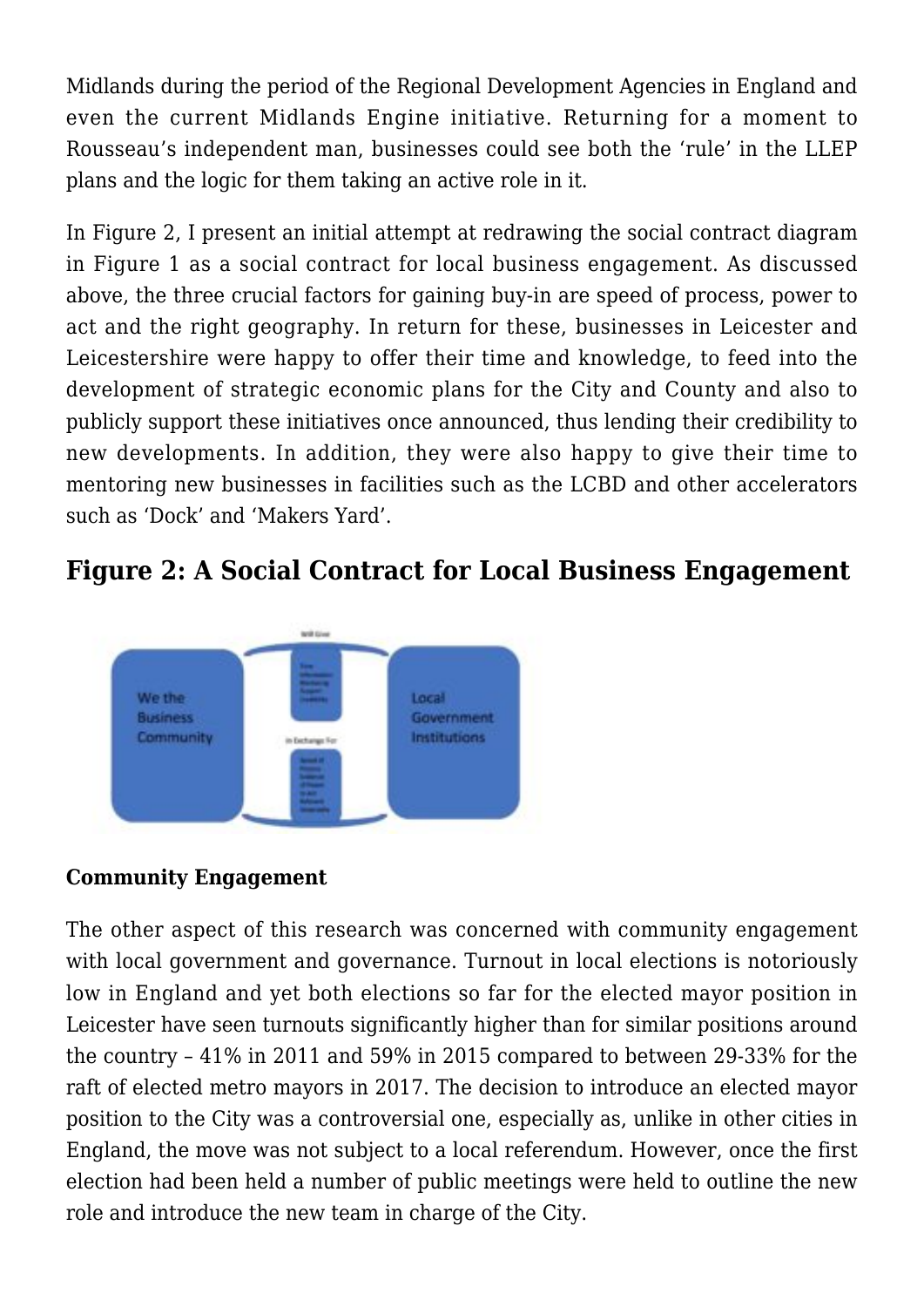Midlands during the period of the Regional Development Agencies in England and even the current Midlands Engine initiative. Returning for a moment to Rousseau's independent man, businesses could see both the 'rule' in the LLEP plans and the logic for them taking an active role in it.

In Figure 2, I present an initial attempt at redrawing the social contract diagram in Figure 1 as a social contract for local business engagement. As discussed above, the three crucial factors for gaining buy-in are speed of process, power to act and the right geography. In return for these, businesses in Leicester and Leicestershire were happy to offer their time and knowledge, to feed into the development of strategic economic plans for the City and County and also to publicly support these initiatives once announced, thus lending their credibility to new developments. In addition, they were also happy to give their time to mentoring new businesses in facilities such as the LCBD and other accelerators such as 'Dock' and 'Makers Yard'.

## Figure 2: A Social Contract for Local Business Engagement

**Community Engagement**

The other aspect of this research was concerned with community engagement with local government and governance. Turnout in local elections is notoriously low in England and yet both elections so far for the elected mayor position in Leicester have seen turnouts significantly higher than for similar positions around the country – 41% in 2011 and 59% in 2015 compared to between 29-33% for the raft of elected metro mayors in 2017. The decision to introduce an elected mayor position to the City was a controversial one, especially as, unlike in other cities in England, the move was not subject to a local referendum. However, once the first election had been held a number of public meetings were held to outline the new role and introduce the new team in charge of the City.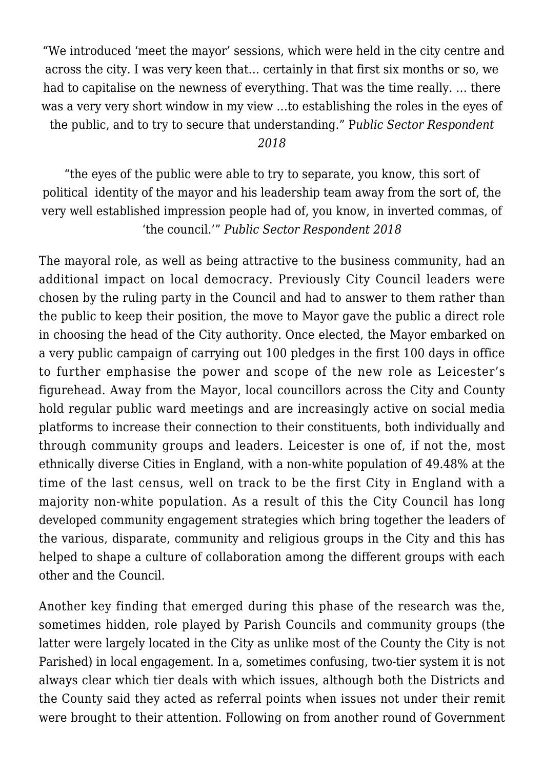"We introduced 'meet the mayor' sessions, which were held in the city centre and across the city. I was very keen that… certainly in that first six months or so, we had to capitalise on the newness of everything. That was the time really. … there was a very very short window in my view …to establishing the roles in the eyes of the public, and to try to secure that understanding." *Public Sector Respondent 2018*

"the eyes of the public were able to try to separate, you know, this sort of political identity of the mayor and his leadership team away from the sort of, the very well established impression people had of, you know, in inverted commas, of 'the council.'" *Public Sector Respondent 2018*

The mayoral role, as well as being attractive to the business community, had an additional impact on local democracy. Previously City Council leaders were chosen by the ruling party in the Council and had to answer to them rather than the public to keep their position, the move to Mayor gave the public a direct role in choosing the head of the City authority. Once elected, the Mayor embarked on a very public campaign of carrying out 100 pledges in the first 100 days in office to further emphasise the power and scope of the new role as Leicester's figurehead. Away from the Mayor, local councillors across the City and County hold regular public ward meetings and are increasingly active on social media platforms to increase their connection to their constituents, both individually and through community groups and leaders. Leicester is one of, if not the, most ethnically diverse Cities in England, with a non-white population of 49.48% at the time of the last census, well on track to be the first City in England with a majority non-white population. As a result of this the City Council has long developed community engagement strategies which bring together the leaders of the various, disparate, community and religious groups in the City and this has helped to shape a culture of collaboration among the different groups with each other and the Council.

Another key finding that emerged during this phase of the research was the, sometimes hidden, role played by Parish Councils and community groups (the latter were largely located in the City as unlike most of the County the City is not Parished) in local engagement. In a, sometimes confusing, two-tier system it is not always clear which tier deals with which issues, although both the Districts and the County said they acted as referral points when issues not under their remit were brought to their attention. Following on from another round of Government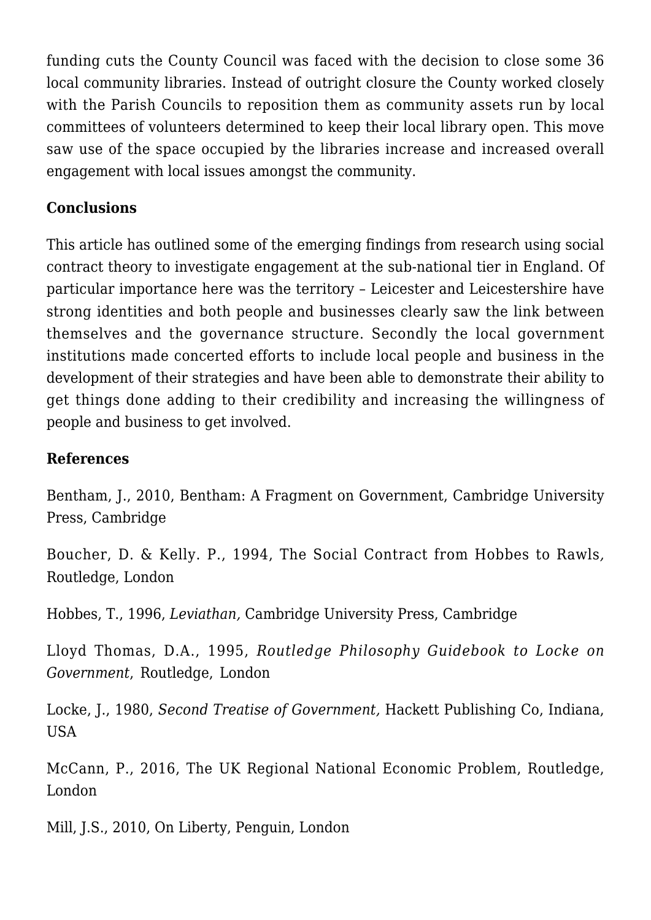funding cuts the County Council was faced with the decision to close some 36 local community libraries. Instead of outright closure the County worked closely with the Parish Councils to reposition them as community assets run by local committees of volunteers determined to keep their local library open. This move saw use of the space occupied by the libraries increase and increased overall engagement with local issues amongst the community.

**Conclusions**

This article has outlined some of the emerging findings from research using social contract theory to investigate engagement at the sub-national tier in England. Of particular importance here was the territory – Leicester and Leicestershire have strong identities and both people and businesses clearly saw the link between themselves and the governance structure. Secondly the local government institutions made concerted efforts to include local people and business in the development of their strategies and have been able to demonstrate their ability to get things done adding to their credibility and increasing the willingness of people and business to get involved.

**References**

Bentham, J., 2010, Bentham: A Fragment on Government, Cambridge University Press, Cambridge

Boucher, D. & Kelly. P., 1994, The Social Contract from Hobbes to Rawls, Routledge, London

Hobbes, T., 1996, *Leviathan,* Cambridge University Press, Cambridge

Lloyd Thomas, D.A., 1995, *Routledge Philosophy Guidebook to Locke on Government*, Routledge, London

Locke, J., 1980, *Second Treatise of Government,* Hackett Publishing Co, Indiana, USA

McCann, P., 2016, The UK Regional National Economic Problem, Routledge, London

Mill, J.S., 2010, On Liberty, Penguin, London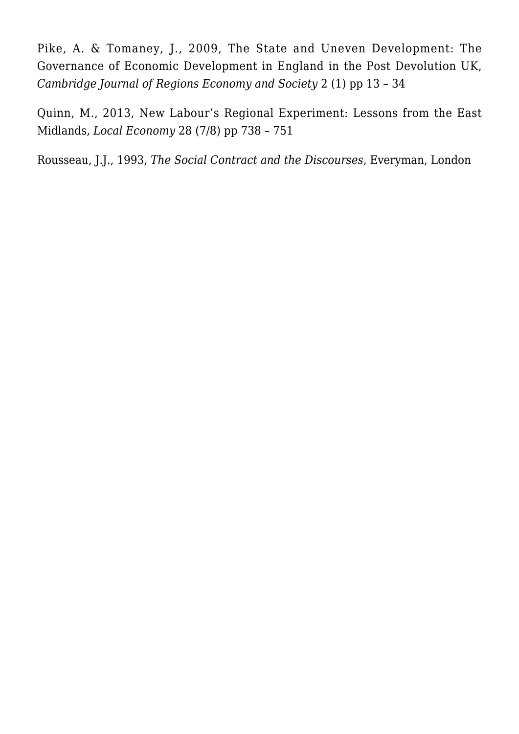Pike, A. & Tomaney, J., 2009, The State and Uneven Development: The Governance of Economic Development in England in the Post Devolution UK, *Cambridge Journal of Regions Economy and Society* 2 (1) pp 13 – 34

Quinn, M., 2013, New Labour's Regional Experiment: Lessons from the East Midlands, *Local Economy* 28 (7/8) pp 738 – 751

Rousseau, J.J., 1993, *The Social Contract and the Discourses,* Everyman, London